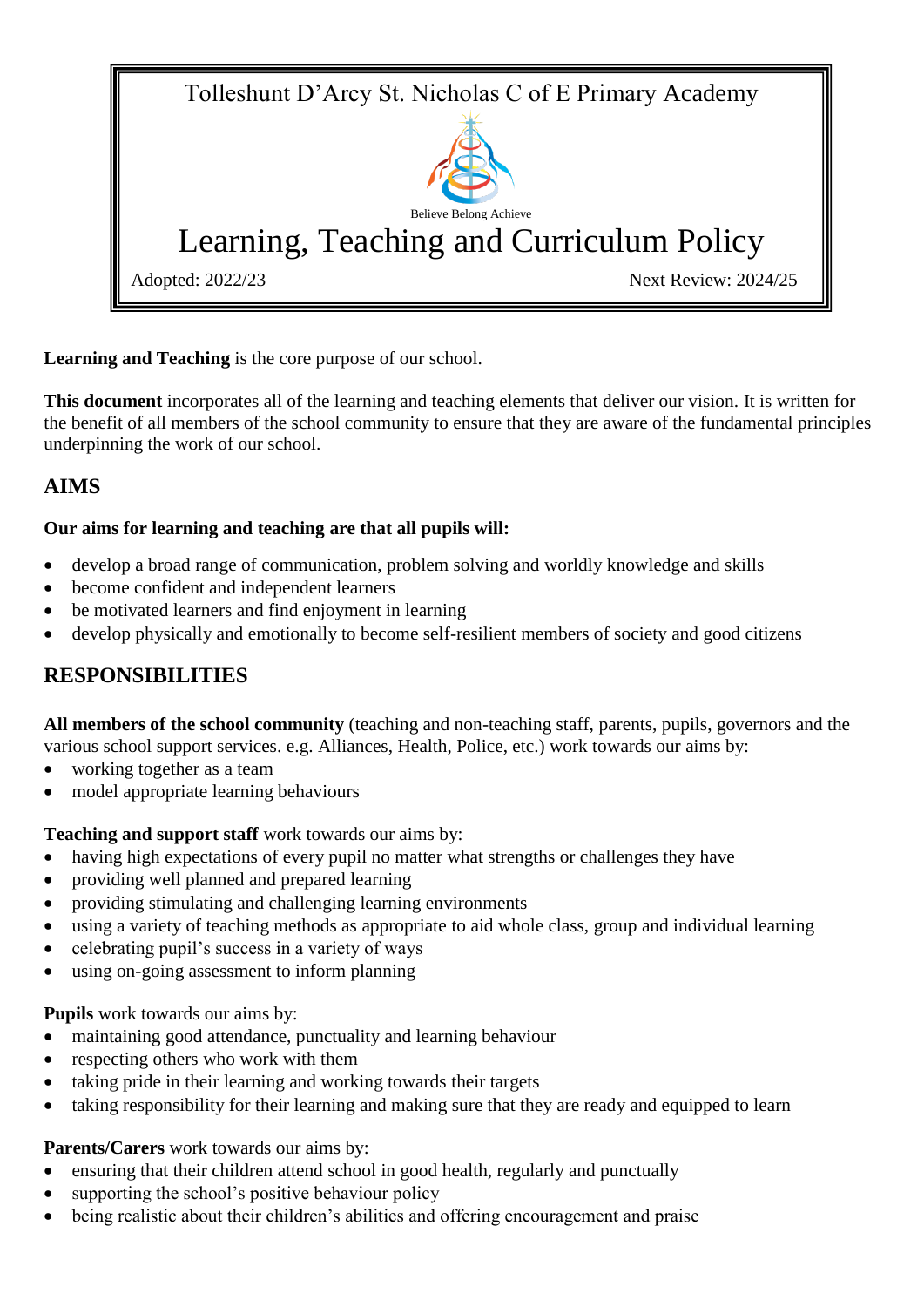Tolleshunt D'Arcy St. Nicholas C of E Primary Academy

Believe Belong Achieve

# Learning, Teaching and Curriculum Policy

Adopted: 2022/23 Next Review: 2024/25

**Learning and Teaching** is the core purpose of our school.

**This document** incorporates all of the learning and teaching elements that deliver our vision. It is written for the benefit of all members of the school community to ensure that they are aware of the fundamental principles underpinning the work of our school.

## AIMS

**Our aims for learning and teaching are that all pupils will:**

- develop a broad range of communication, problem solving and worldly knowledge and skills
- become confident and independent learners
- be motivated learners and find enjoyment in learning
- develop physically and emotionally to become self-resilient members of society and good citizens

## RESPONSIBILITIES

**All members of the school community** (teaching and non-teaching staff, parents, pupils, governors and the various school support services. e.g. Alliances, Health, Police, etc.) work towards our aims by:

- working together as a team
- model appropriate learning behaviours

**Teaching and support staff** work towards our aims by:

- having high expectations of every pupil no matter what strengths or challenges they have
- providing well planned and prepared learning
- providing stimulating and challenging learning environments
- using a variety of teaching methods as appropriate to aid whole class, group and individual learning
- celebrating pupil's success in a variety of ways
- using on-going assessment to inform planning

**Pupils** work towards our aims by:

- maintaining good attendance, punctuality and learning behaviour
- respecting others who work with them
- taking pride in their learning and working towards their targets
- taking responsibility for their learning and making sure that they are ready and equipped to learn

**Parents/Carers** work towards our aims by:

- ensuring that their children attend school in good health, regularly and punctually
- supporting the school's positive behaviour policy
- being realistic about their children's abilities and offering encouragement and praise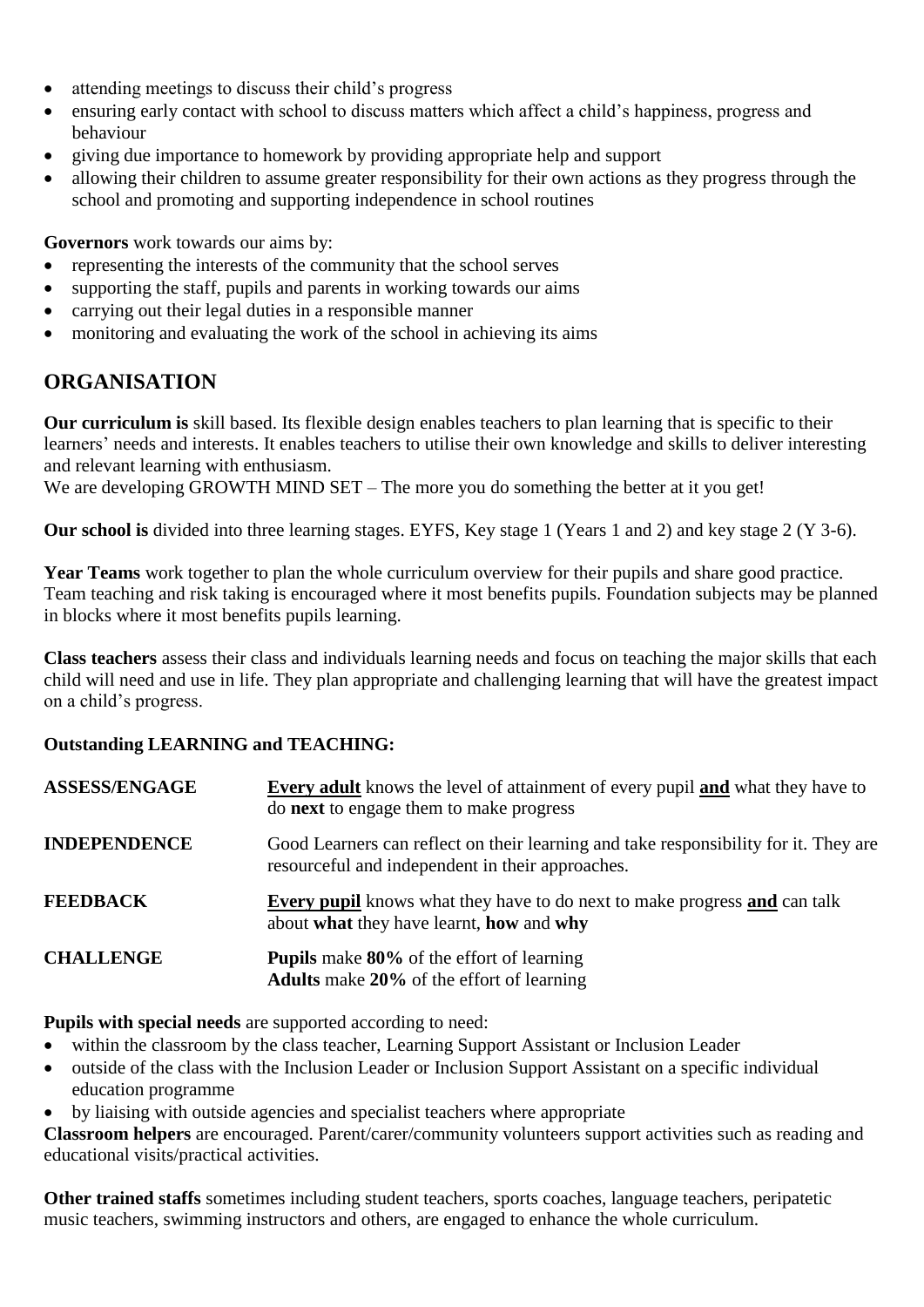- attending meetings to discuss their child's progress
- ensuring early contact with school to discuss matters which affect a child's happiness, progress and behaviour
- giving due importance to homework by providing appropriate help and support
- allowing their children to assume greater responsibility for their own actions as they progress through the school and promoting and supporting independence in school routines

**Governors** work towards our aims by:

- representing the interests of the community that the school serves
- supporting the staff, pupils and parents in working towards our aims
- carrying out their legal duties in a responsible manner
- monitoring and evaluating the work of the school in achieving its aims

## ORGANISATION

**Our curriculum is** skill based. Its flexible design enables teachers to plan learning that is specific to their learners' needs and interests. It enables teachers to utilise their own knowledge and skills to deliver interesting and relevant learning with enthusiasm.
We are developing GROWTH MIND SET – The more you do something the better at it you get!

**Our school is** divided into three learning stages. EYFS, Key stage 1 (Years 1 and 2) and key stage 2 (Y 3-6).

**Year Teams** work together to plan the whole curriculum overview for their pupils and share good practice. Team teaching and risk taking is encouraged where it most benefits pupils. Foundation subjects may be planned in blocks where it most benefits pupils learning.

**Class teachers** assess their class and individuals learning needs and focus on teaching the major skills that each child will need and use in life. They plan appropriate and challenging learning that will have the greatest impact on a child's progress.

**Outstanding LEARNING and TEACHING:**

| | |
|---|---|
| **ASSESS/ENGAGE** | **Every adult** knows the level of attainment of every pupil **and** what they have to do **next** to engage them to make progress |
| **INDEPENDENCE** | Good Learners can reflect on their learning and take responsibility for it. They are resourceful and independent in their approaches. |
| **FEEDBACK** | **Every pupil** knows what they have to do next to make progress **and** can talk about **what** they have learnt, **how** and **why** |
| **CHALLENGE** | **Pupils** make **80%** of the effort of learning<br>**Adults** make **20%** of the effort of learning |

**Pupils with special needs** are supported according to need:

- within the classroom by the class teacher, Learning Support Assistant or Inclusion Leader
- outside of the class with the Inclusion Leader or Inclusion Support Assistant on a specific individual education programme
- by liaising with outside agencies and specialist teachers where appropriate

**Classroom helpers** are encouraged. Parent/carer/community volunteers support activities such as reading and educational visits/practical activities.

**Other trained staffs** sometimes including student teachers, sports coaches, language teachers, peripatetic music teachers, swimming instructors and others, are engaged to enhance the whole curriculum.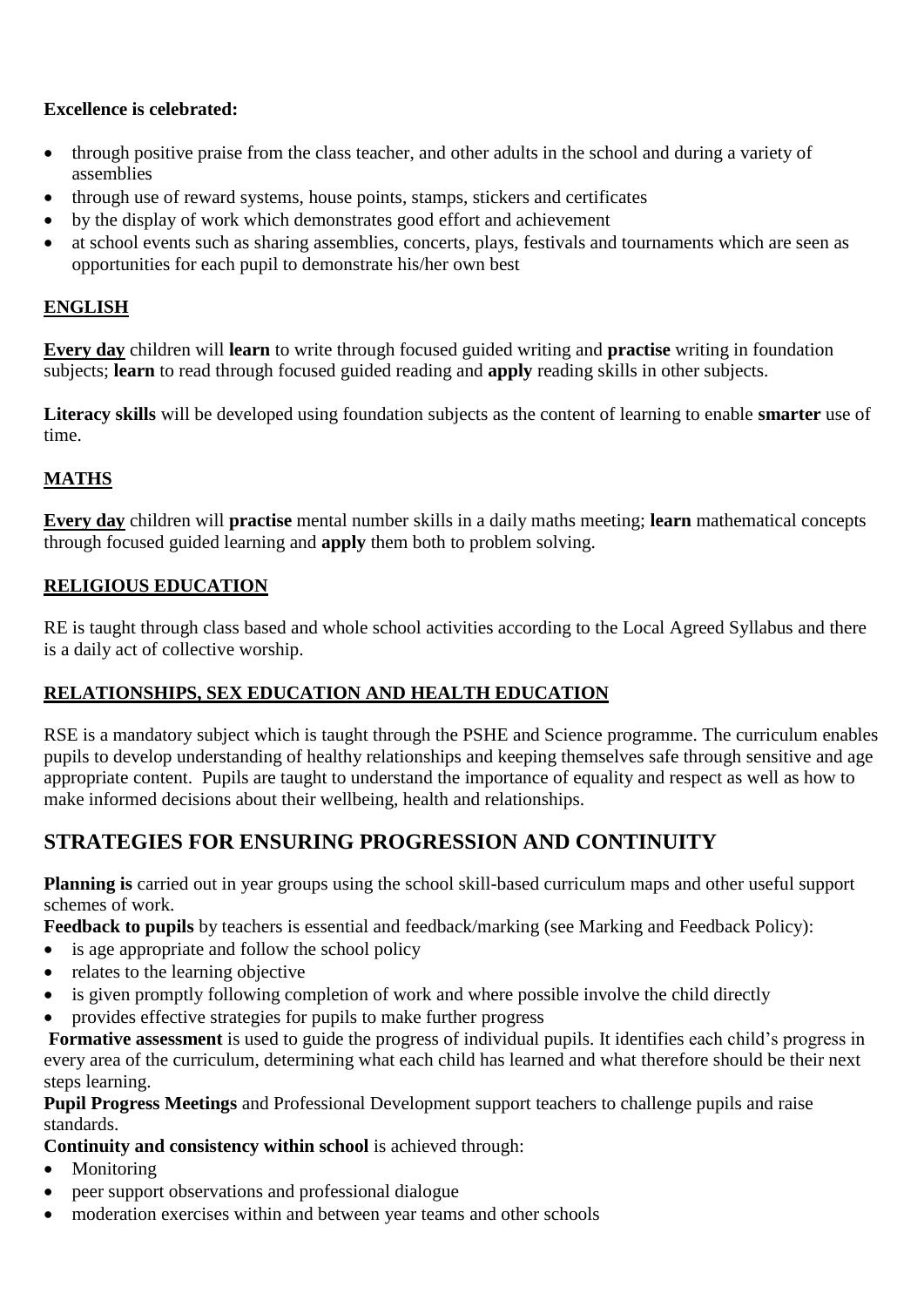**Excellence is celebrated:**

- through positive praise from the class teacher, and other adults in the school and during a variety of assemblies
- through use of reward systems, house points, stamps, stickers and certificates
- by the display of work which demonstrates good effort and achievement
- at school events such as sharing assemblies, concerts, plays, festivals and tournaments which are seen as opportunities for each pupil to demonstrate his/her own best

### ENGLISH

**Every day** children will **learn** to write through focused guided writing and **practise** writing in foundation subjects; **learn** to read through focused guided reading and **apply** reading skills in other subjects.

**Literacy skills** will be developed using foundation subjects as the content of learning to enable **smarter** use of time.

### MATHS

**Every day** children will **practise** mental number skills in a daily maths meeting; **learn** mathematical concepts through focused guided learning and **apply** them both to problem solving.

### RELIGIOUS EDUCATION

RE is taught through class based and whole school activities according to the Local Agreed Syllabus and there is a daily act of collective worship.

### RELATIONSHIPS, SEX EDUCATION AND HEALTH EDUCATION

RSE is a mandatory subject which is taught through the PSHE and Science programme. The curriculum enables pupils to develop understanding of healthy relationships and keeping themselves safe through sensitive and age appropriate content. Pupils are taught to understand the importance of equality and respect as well as how to make informed decisions about their wellbeing, health and relationships.

## STRATEGIES FOR ENSURING PROGRESSION AND CONTINUITY

**Planning is** carried out in year groups using the school skill-based curriculum maps and other useful support schemes of work.

**Feedback to pupils** by teachers is essential and feedback/marking (see Marking and Feedback Policy):

- is age appropriate and follow the school policy
- relates to the learning objective
- is given promptly following completion of work and where possible involve the child directly
- provides effective strategies for pupils to make further progress

**Formative assessment** is used to guide the progress of individual pupils. It identifies each child's progress in every area of the curriculum, determining what each child has learned and what therefore should be their next steps learning.

**Pupil Progress Meetings** and Professional Development support teachers to challenge pupils and raise standards.

**Continuity and consistency within school** is achieved through:

- Monitoring
- peer support observations and professional dialogue
- moderation exercises within and between year teams and other schools